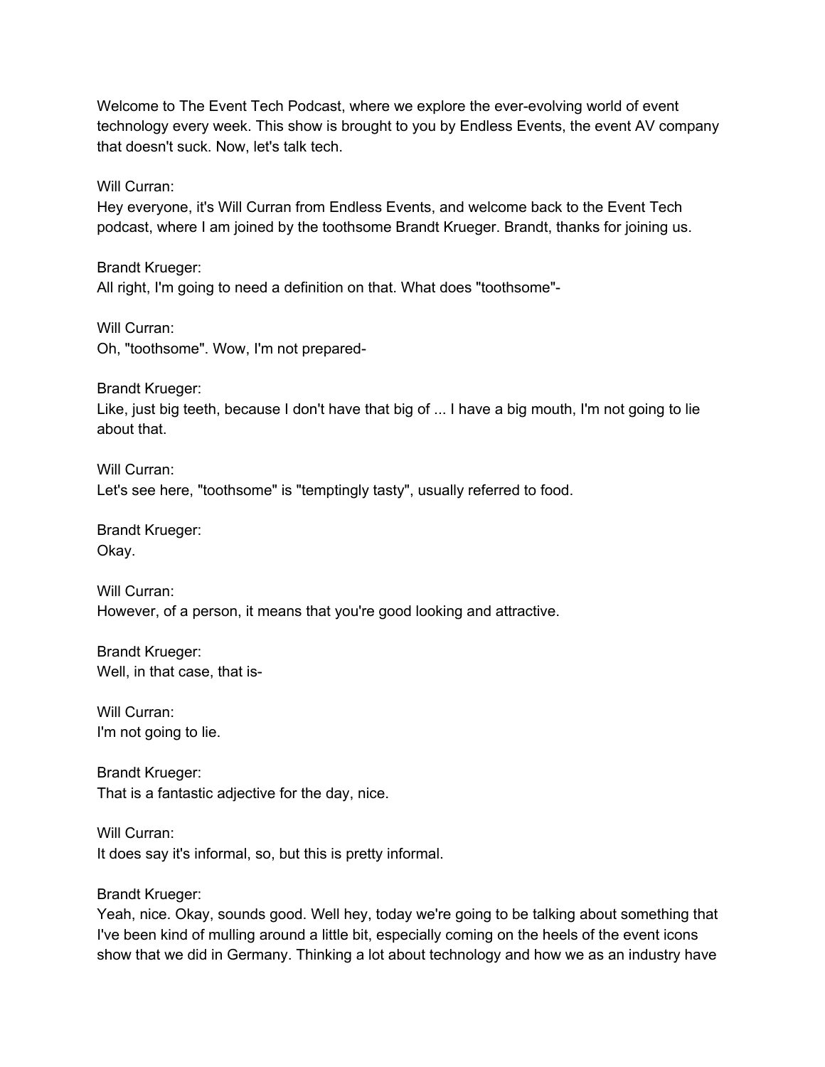Welcome to The Event Tech Podcast, where we explore the ever-evolving world of event technology every week. This show is brought to you by Endless Events, the event AV company that doesn't suck. Now, let's talk tech.

Will Curran:
Hey everyone, it's Will Curran from Endless Events, and welcome back to the Event Tech podcast, where I am joined by the toothsome Brandt Krueger. Brandt, thanks for joining us.

Brandt Krueger:
All right, I'm going to need a definition on that. What does "toothsome"-

Will Curran:
Oh, "toothsome". Wow, I'm not prepared-

Brandt Krueger:
Like, just big teeth, because I don't have that big of ... I have a big mouth, I'm not going to lie about that.

Will Curran:
Let's see here, "toothsome" is "temptingly tasty", usually referred to food.

Brandt Krueger:
Okay.

Will Curran:
However, of a person, it means that you're good looking and attractive.

Brandt Krueger:
Well, in that case, that is-

Will Curran:
I'm not going to lie.

Brandt Krueger:
That is a fantastic adjective for the day, nice.

Will Curran:
It does say it's informal, so, but this is pretty informal.

Brandt Krueger:
Yeah, nice. Okay, sounds good. Well hey, today we're going to be talking about something that I've been kind of mulling around a little bit, especially coming on the heels of the event icons show that we did in Germany. Thinking a lot about technology and how we as an industry have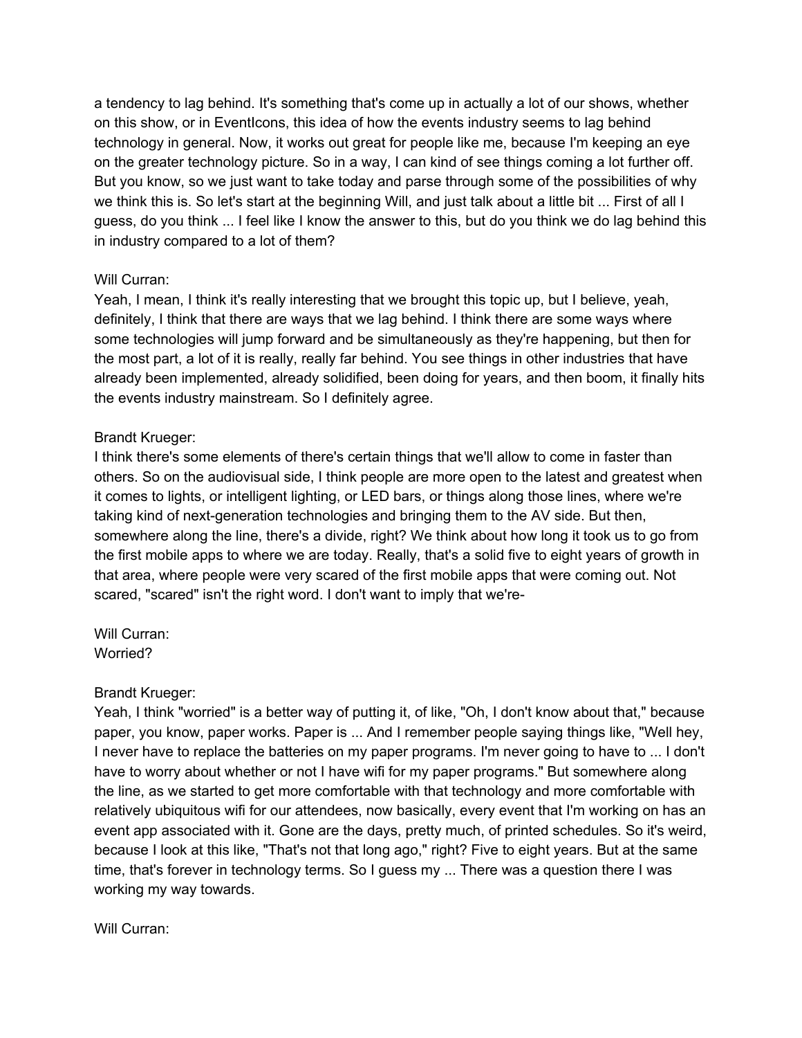a tendency to lag behind. It's something that's come up in actually a lot of our shows, whether on this show, or in EventIcons, this idea of how the events industry seems to lag behind technology in general. Now, it works out great for people like me, because I'm keeping an eye on the greater technology picture. So in a way, I can kind of see things coming a lot further off. But you know, so we just want to take today and parse through some of the possibilities of why we think this is. So let's start at the beginning Will, and just talk about a little bit ... First of all I guess, do you think ... I feel like I know the answer to this, but do you think we do lag behind this in industry compared to a lot of them?

Will Curran:
Yeah, I mean, I think it's really interesting that we brought this topic up, but I believe, yeah, definitely, I think that there are ways that we lag behind. I think there are some ways where some technologies will jump forward and be simultaneously as they're happening, but then for the most part, a lot of it is really, really far behind. You see things in other industries that have already been implemented, already solidified, been doing for years, and then boom, it finally hits the events industry mainstream. So I definitely agree.

Brandt Krueger:
I think there's some elements of there's certain things that we'll allow to come in faster than others. So on the audiovisual side, I think people are more open to the latest and greatest when it comes to lights, or intelligent lighting, or LED bars, or things along those lines, where we're taking kind of next-generation technologies and bringing them to the AV side. But then, somewhere along the line, there's a divide, right? We think about how long it took us to go from the first mobile apps to where we are today. Really, that's a solid five to eight years of growth in that area, where people were very scared of the first mobile apps that were coming out. Not scared, "scared" isn't the right word. I don't want to imply that we're-

Will Curran:
Worried?

Brandt Krueger:
Yeah, I think "worried" is a better way of putting it, of like, "Oh, I don't know about that," because paper, you know, paper works. Paper is ... And I remember people saying things like, "Well hey, I never have to replace the batteries on my paper programs. I'm never going to have to ... I don't have to worry about whether or not I have wifi for my paper programs." But somewhere along the line, as we started to get more comfortable with that technology and more comfortable with relatively ubiquitous wifi for our attendees, now basically, every event that I'm working on has an event app associated with it. Gone are the days, pretty much, of printed schedules. So it's weird, because I look at this like, "That's not that long ago," right? Five to eight years. But at the same time, that's forever in technology terms. So I guess my ... There was a question there I was working my way towards.

Will Curran: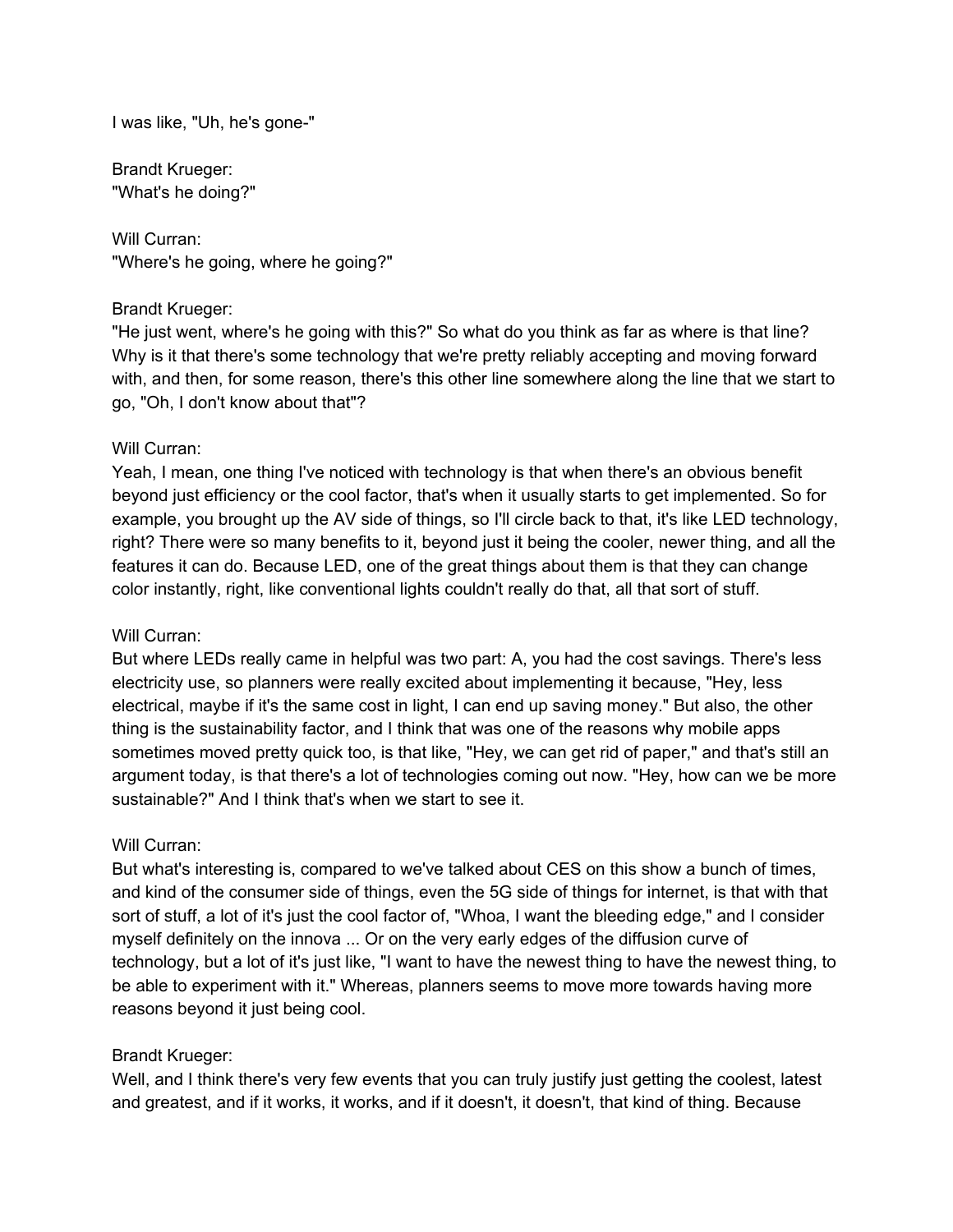I was like, "Uh, he's gone-"

Brandt Krueger:
"What's he doing?"

Will Curran:
"Where's he going, where he going?"

Brandt Krueger:
"He just went, where's he going with this?" So what do you think as far as where is that line? Why is it that there's some technology that we're pretty reliably accepting and moving forward with, and then, for some reason, there's this other line somewhere along the line that we start to go, "Oh, I don't know about that"?

Will Curran:
Yeah, I mean, one thing I've noticed with technology is that when there's an obvious benefit beyond just efficiency or the cool factor, that's when it usually starts to get implemented. So for example, you brought up the AV side of things, so I'll circle back to that, it's like LED technology, right? There were so many benefits to it, beyond just it being the cooler, newer thing, and all the features it can do. Because LED, one of the great things about them is that they can change color instantly, right, like conventional lights couldn't really do that, all that sort of stuff.

Will Curran:
But where LEDs really came in helpful was two part: A, you had the cost savings. There's less electricity use, so planners were really excited about implementing it because, "Hey, less electrical, maybe if it's the same cost in light, I can end up saving money." But also, the other thing is the sustainability factor, and I think that was one of the reasons why mobile apps sometimes moved pretty quick too, is that like, "Hey, we can get rid of paper," and that's still an argument today, is that there's a lot of technologies coming out now. "Hey, how can we be more sustainable?" And I think that's when we start to see it.

Will Curran:
But what's interesting is, compared to we've talked about CES on this show a bunch of times, and kind of the consumer side of things, even the 5G side of things for internet, is that with that sort of stuff, a lot of it's just the cool factor of, "Whoa, I want the bleeding edge," and I consider myself definitely on the innova ... Or on the very early edges of the diffusion curve of technology, but a lot of it's just like, "I want to have the newest thing to have the newest thing, to be able to experiment with it." Whereas, planners seems to move more towards having more reasons beyond it just being cool.

Brandt Krueger:
Well, and I think there's very few events that you can truly justify just getting the coolest, latest and greatest, and if it works, it works, and if it doesn't, it doesn't, that kind of thing. Because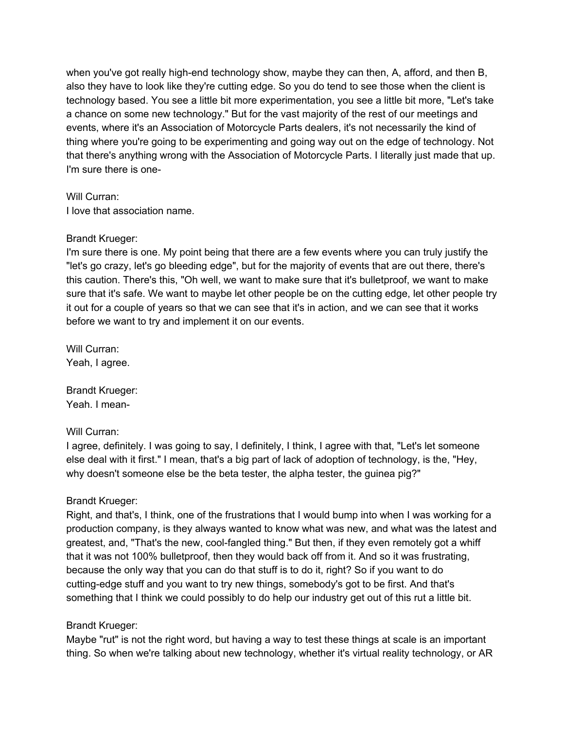when you've got really high-end technology show, maybe they can then, A, afford, and then B, also they have to look like they're cutting edge. So you do tend to see those when the client is technology based. You see a little bit more experimentation, you see a little bit more, "Let's take a chance on some new technology." But for the vast majority of the rest of our meetings and events, where it's an Association of Motorcycle Parts dealers, it's not necessarily the kind of thing where you're going to be experimenting and going way out on the edge of technology. Not that there's anything wrong with the Association of Motorcycle Parts. I literally just made that up. I'm sure there is one-

Will Curran:
I love that association name.

Brandt Krueger:
I'm sure there is one. My point being that there are a few events where you can truly justify the "let's go crazy, let's go bleeding edge", but for the majority of events that are out there, there's this caution. There's this, "Oh well, we want to make sure that it's bulletproof, we want to make sure that it's safe. We want to maybe let other people be on the cutting edge, let other people try it out for a couple of years so that we can see that it's in action, and we can see that it works before we want to try and implement it on our events.

Will Curran:
Yeah, I agree.

Brandt Krueger:
Yeah. I mean-

Will Curran:
I agree, definitely. I was going to say, I definitely, I think, I agree with that, "Let's let someone else deal with it first." I mean, that's a big part of lack of adoption of technology, is the, "Hey, why doesn't someone else be the beta tester, the alpha tester, the guinea pig?"

Brandt Krueger:
Right, and that's, I think, one of the frustrations that I would bump into when I was working for a production company, is they always wanted to know what was new, and what was the latest and greatest, and, "That's the new, cool-fangled thing." But then, if they even remotely got a whiff that it was not 100% bulletproof, then they would back off from it. And so it was frustrating, because the only way that you can do that stuff is to do it, right? So if you want to do cutting-edge stuff and you want to try new things, somebody's got to be first. And that's something that I think we could possibly to do help our industry get out of this rut a little bit.

Brandt Krueger:
Maybe "rut" is not the right word, but having a way to test these things at scale is an important thing. So when we're talking about new technology, whether it's virtual reality technology, or AR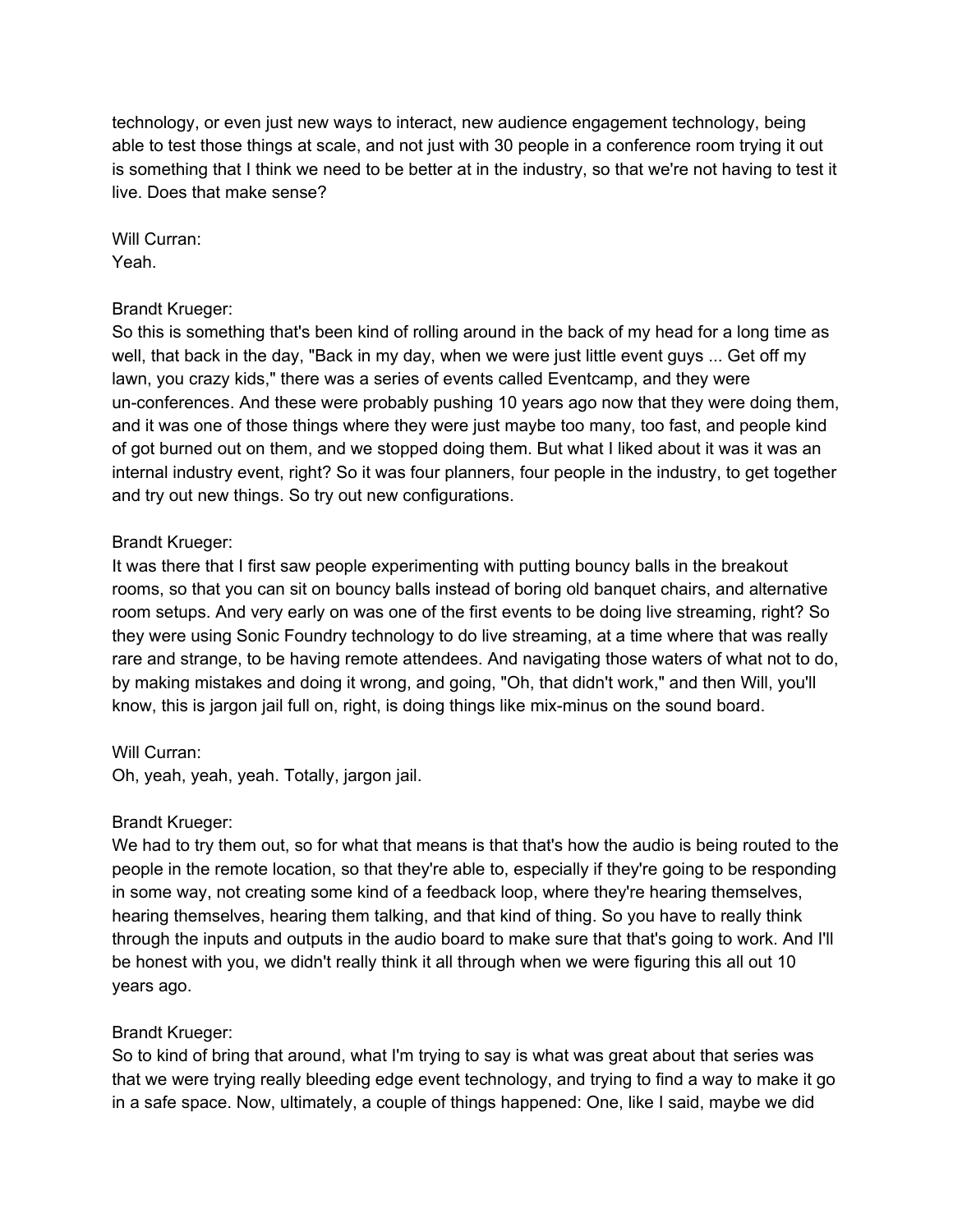technology, or even just new ways to interact, new audience engagement technology, being able to test those things at scale, and not just with 30 people in a conference room trying it out is something that I think we need to be better at in the industry, so that we're not having to test it live. Does that make sense?

Will Curran:
Yeah.

Brandt Krueger:
So this is something that's been kind of rolling around in the back of my head for a long time as well, that back in the day, "Back in my day, when we were just little event guys ... Get off my lawn, you crazy kids," there was a series of events called Eventcamp, and they were un-conferences. And these were probably pushing 10 years ago now that they were doing them, and it was one of those things where they were just maybe too many, too fast, and people kind of got burned out on them, and we stopped doing them. But what I liked about it was it was an internal industry event, right? So it was four planners, four people in the industry, to get together and try out new things. So try out new configurations.

Brandt Krueger:
It was there that I first saw people experimenting with putting bouncy balls in the breakout rooms, so that you can sit on bouncy balls instead of boring old banquet chairs, and alternative room setups. And very early on was one of the first events to be doing live streaming, right? So they were using Sonic Foundry technology to do live streaming, at a time where that was really rare and strange, to be having remote attendees. And navigating those waters of what not to do, by making mistakes and doing it wrong, and going, "Oh, that didn't work," and then Will, you'll know, this is jargon jail full on, right, is doing things like mix-minus on the sound board.

Will Curran:
Oh, yeah, yeah, yeah. Totally, jargon jail.

Brandt Krueger:
We had to try them out, so for what that means is that that's how the audio is being routed to the people in the remote location, so that they're able to, especially if they're going to be responding in some way, not creating some kind of a feedback loop, where they're hearing themselves, hearing themselves, hearing them talking, and that kind of thing. So you have to really think through the inputs and outputs in the audio board to make sure that that's going to work. And I'll be honest with you, we didn't really think it all through when we were figuring this all out 10 years ago.

Brandt Krueger:
So to kind of bring that around, what I'm trying to say is what was great about that series was that we were trying really bleeding edge event technology, and trying to find a way to make it go in a safe space. Now, ultimately, a couple of things happened: One, like I said, maybe we did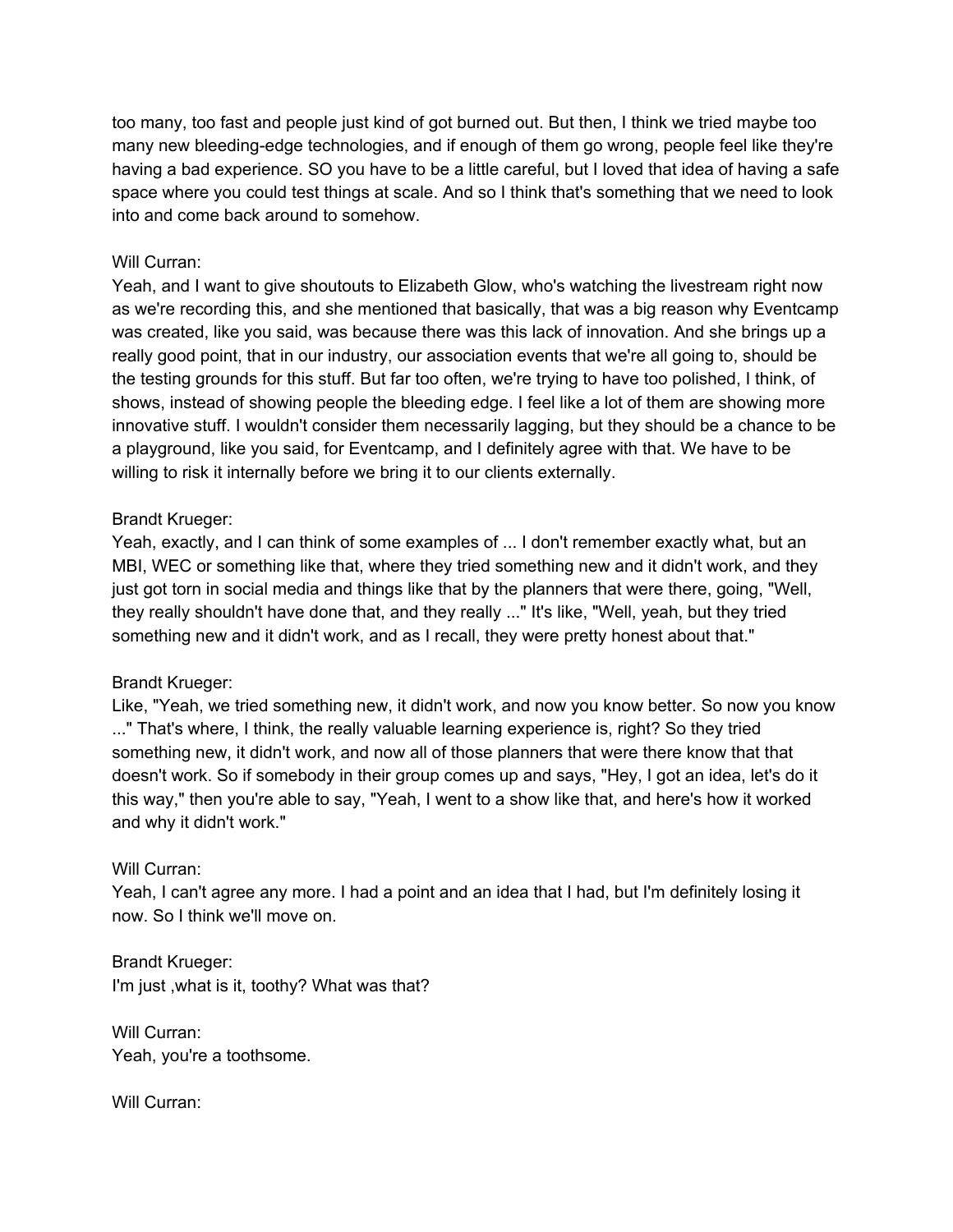too many, too fast and people just kind of got burned out. But then, I think we tried maybe too many new bleeding-edge technologies, and if enough of them go wrong, people feel like they're having a bad experience. SO you have to be a little careful, but I loved that idea of having a safe space where you could test things at scale. And so I think that's something that we need to look into and come back around to somehow.

Will Curran:
Yeah, and I want to give shoutouts to Elizabeth Glow, who's watching the livestream right now as we're recording this, and she mentioned that basically, that was a big reason why Eventcamp was created, like you said, was because there was this lack of innovation. And she brings up a really good point, that in our industry, our association events that we're all going to, should be the testing grounds for this stuff. But far too often, we're trying to have too polished, I think, of shows, instead of showing people the bleeding edge. I feel like a lot of them are showing more innovative stuff. I wouldn't consider them necessarily lagging, but they should be a chance to be a playground, like you said, for Eventcamp, and I definitely agree with that. We have to be willing to risk it internally before we bring it to our clients externally.

Brandt Krueger:
Yeah, exactly, and I can think of some examples of ... I don't remember exactly what, but an MBI, WEC or something like that, where they tried something new and it didn't work, and they just got torn in social media and things like that by the planners that were there, going, "Well, they really shouldn't have done that, and they really ..." It's like, "Well, yeah, but they tried something new and it didn't work, and as I recall, they were pretty honest about that."

Brandt Krueger:
Like, "Yeah, we tried something new, it didn't work, and now you know better. So now you know ..." That's where, I think, the really valuable learning experience is, right? So they tried something new, it didn't work, and now all of those planners that were there know that that doesn't work. So if somebody in their group comes up and says, "Hey, I got an idea, let's do it this way," then you're able to say, "Yeah, I went to a show like that, and here's how it worked and why it didn't work."

Will Curran:
Yeah, I can't agree any more. I had a point and an idea that I had, but I'm definitely losing it now. So I think we'll move on.

Brandt Krueger:
I'm just ,what is it, toothy? What was that?

Will Curran:
Yeah, you're a toothsome.

Will Curran: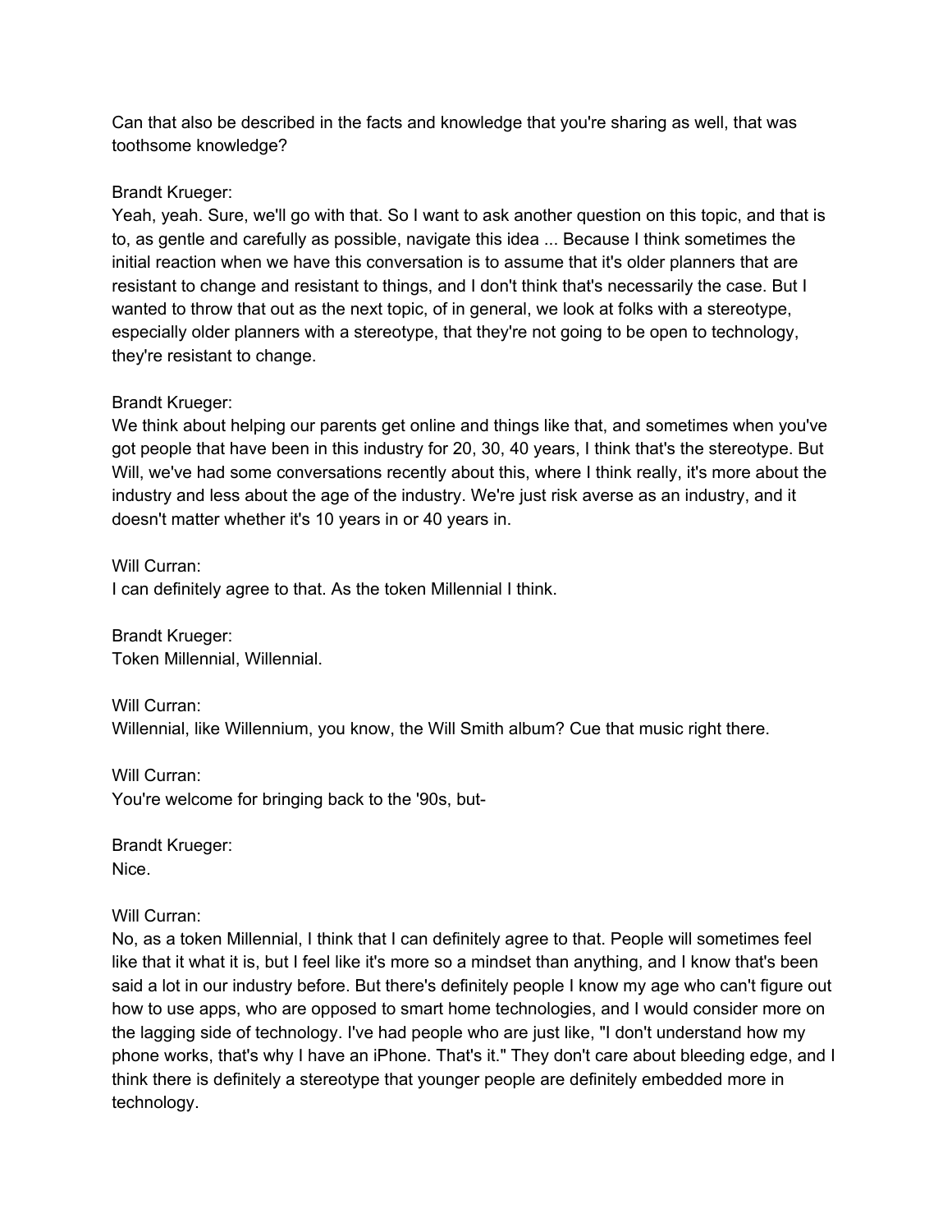Can that also be described in the facts and knowledge that you're sharing as well, that was toothsome knowledge?

Brandt Krueger:
Yeah, yeah. Sure, we'll go with that. So I want to ask another question on this topic, and that is to, as gentle and carefully as possible, navigate this idea ... Because I think sometimes the initial reaction when we have this conversation is to assume that it's older planners that are resistant to change and resistant to things, and I don't think that's necessarily the case. But I wanted to throw that out as the next topic, of in general, we look at folks with a stereotype, especially older planners with a stereotype, that they're not going to be open to technology, they're resistant to change.

Brandt Krueger:
We think about helping our parents get online and things like that, and sometimes when you've got people that have been in this industry for 20, 30, 40 years, I think that's the stereotype. But Will, we've had some conversations recently about this, where I think really, it's more about the industry and less about the age of the industry. We're just risk averse as an industry, and it doesn't matter whether it's 10 years in or 40 years in.

Will Curran:
I can definitely agree to that. As the token Millennial I think.

Brandt Krueger:
Token Millennial, Willennial.

Will Curran:
Willennial, like Willennium, you know, the Will Smith album? Cue that music right there.

Will Curran:
You're welcome for bringing back to the '90s, but-

Brandt Krueger:
Nice.

Will Curran:
No, as a token Millennial, I think that I can definitely agree to that. People will sometimes feel like that it what it is, but I feel like it's more so a mindset than anything, and I know that's been said a lot in our industry before. But there's definitely people I know my age who can't figure out how to use apps, who are opposed to smart home technologies, and I would consider more on the lagging side of technology. I've had people who are just like, "I don't understand how my phone works, that's why I have an iPhone. That's it." They don't care about bleeding edge, and I think there is definitely a stereotype that younger people are definitely embedded more in technology.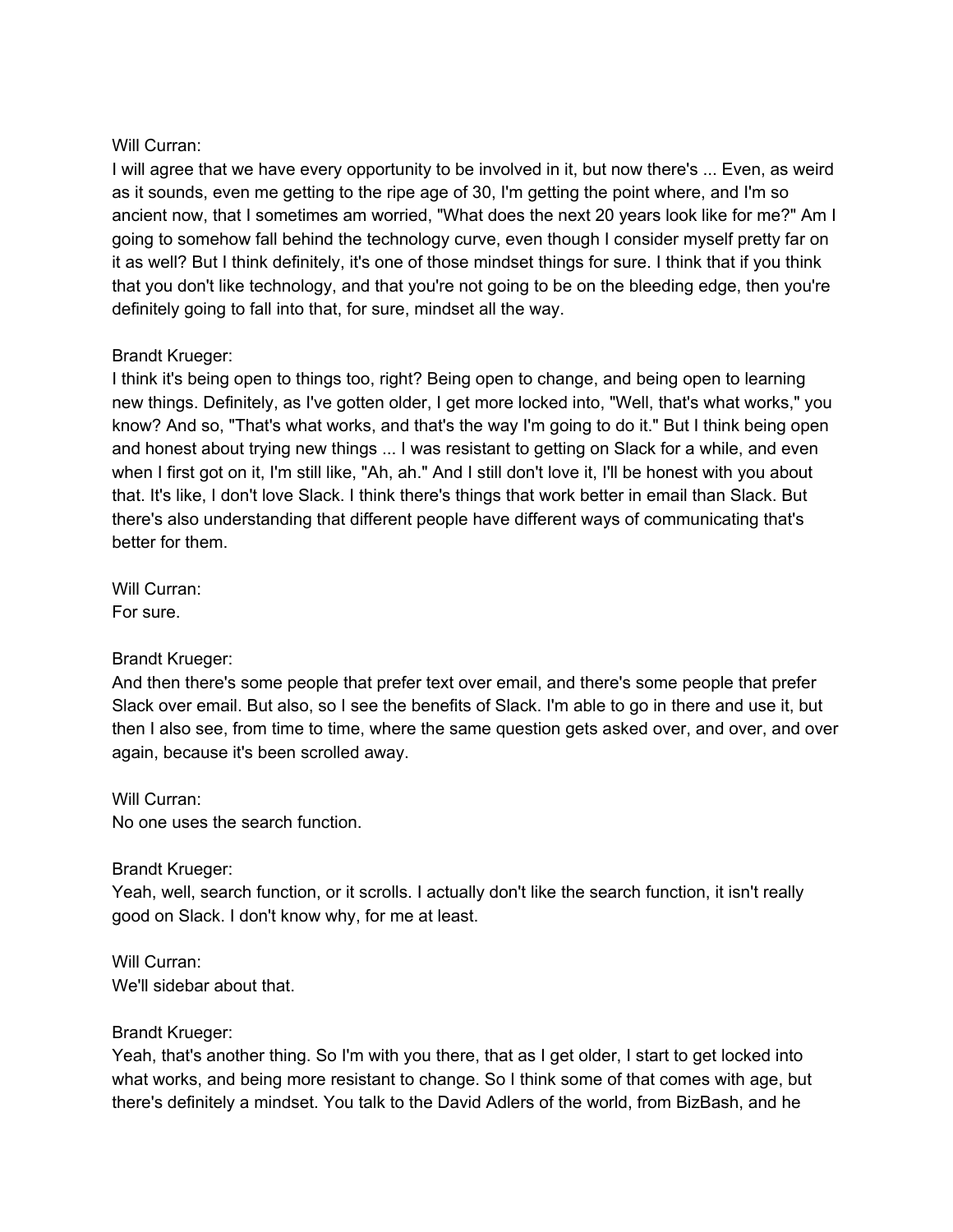Will Curran:
I will agree that we have every opportunity to be involved in it, but now there's ... Even, as weird as it sounds, even me getting to the ripe age of 30, I'm getting the point where, and I'm so ancient now, that I sometimes am worried, "What does the next 20 years look like for me?" Am I going to somehow fall behind the technology curve, even though I consider myself pretty far on it as well? But I think definitely, it's one of those mindset things for sure. I think that if you think that you don't like technology, and that you're not going to be on the bleeding edge, then you're definitely going to fall into that, for sure, mindset all the way.

Brandt Krueger:
I think it's being open to things too, right? Being open to change, and being open to learning new things. Definitely, as I've gotten older, I get more locked into, "Well, that's what works," you know? And so, "That's what works, and that's the way I'm going to do it." But I think being open and honest about trying new things ... I was resistant to getting on Slack for a while, and even when I first got on it, I'm still like, "Ah, ah." And I still don't love it, I'll be honest with you about that. It's like, I don't love Slack. I think there's things that work better in email than Slack. But there's also understanding that different people have different ways of communicating that's better for them.

Will Curran:
For sure.

Brandt Krueger:
And then there's some people that prefer text over email, and there's some people that prefer Slack over email. But also, so I see the benefits of Slack. I'm able to go in there and use it, but then I also see, from time to time, where the same question gets asked over, and over, and over again, because it's been scrolled away.

Will Curran:
No one uses the search function.

Brandt Krueger:
Yeah, well, search function, or it scrolls. I actually don't like the search function, it isn't really good on Slack. I don't know why, for me at least.

Will Curran:
We'll sidebar about that.

Brandt Krueger:
Yeah, that's another thing. So I'm with you there, that as I get older, I start to get locked into what works, and being more resistant to change. So I think some of that comes with age, but there's definitely a mindset. You talk to the David Adlers of the world, from BizBash, and he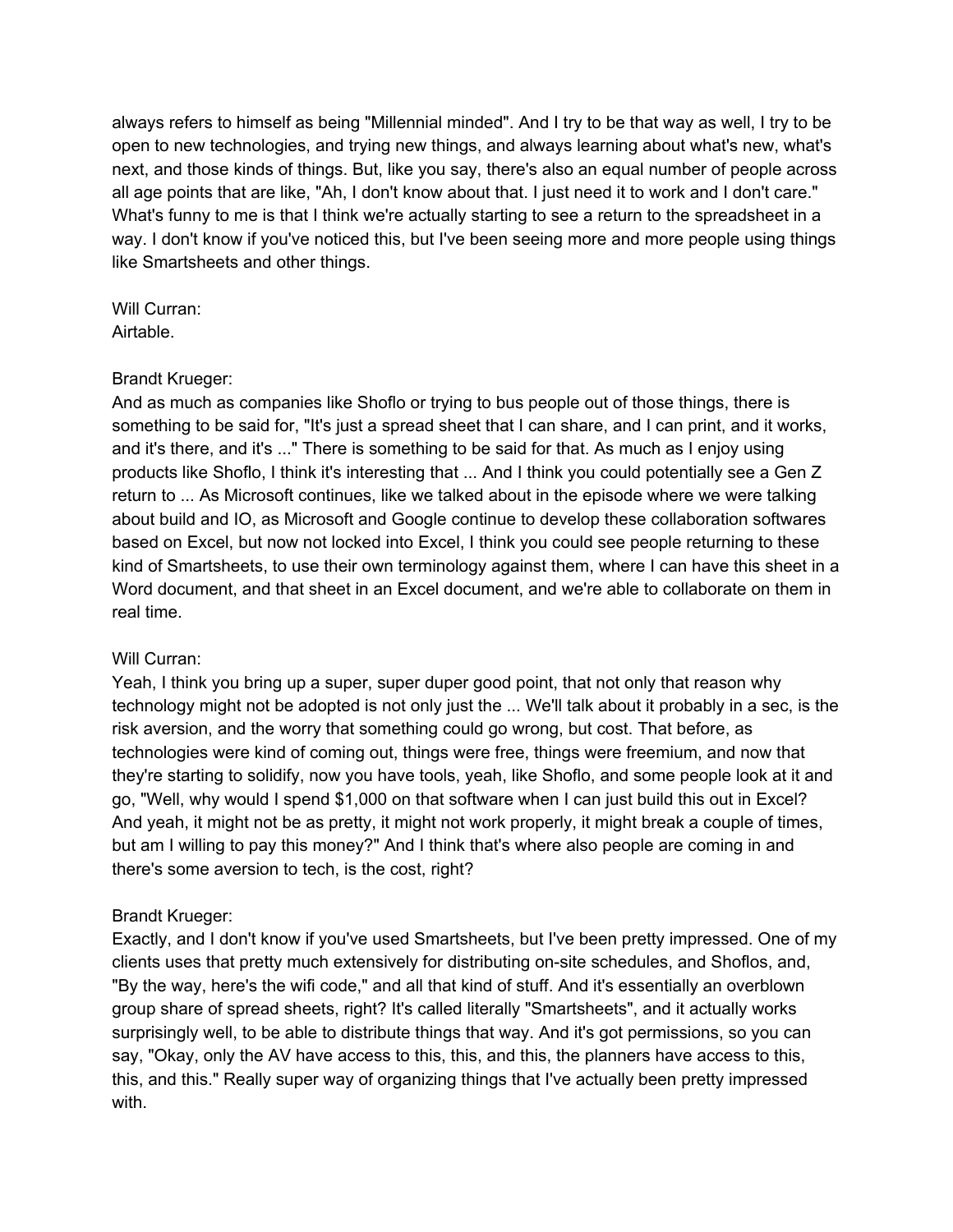always refers to himself as being "Millennial minded". And I try to be that way as well, I try to be open to new technologies, and trying new things, and always learning about what's new, what's next, and those kinds of things. But, like you say, there's also an equal number of people across all age points that are like, "Ah, I don't know about that. I just need it to work and I don't care." What's funny to me is that I think we're actually starting to see a return to the spreadsheet in a way. I don't know if you've noticed this, but I've been seeing more and more people using things like Smartsheets and other things.

Will Curran:
Airtable.

Brandt Krueger:
And as much as companies like Shoflo or trying to bus people out of those things, there is something to be said for, "It's just a spread sheet that I can share, and I can print, and it works, and it's there, and it's ..." There is something to be said for that. As much as I enjoy using products like Shoflo, I think it's interesting that ... And I think you could potentially see a Gen Z return to ... As Microsoft continues, like we talked about in the episode where we were talking about build and IO, as Microsoft and Google continue to develop these collaboration softwares based on Excel, but now not locked into Excel, I think you could see people returning to these kind of Smartsheets, to use their own terminology against them, where I can have this sheet in a Word document, and that sheet in an Excel document, and we're able to collaborate on them in real time.

Will Curran:
Yeah, I think you bring up a super, super duper good point, that not only that reason why technology might not be adopted is not only just the ... We'll talk about it probably in a sec, is the risk aversion, and the worry that something could go wrong, but cost. That before, as technologies were kind of coming out, things were free, things were freemium, and now that they're starting to solidify, now you have tools, yeah, like Shoflo, and some people look at it and go, "Well, why would I spend $1,000 on that software when I can just build this out in Excel? And yeah, it might not be as pretty, it might not work properly, it might break a couple of times, but am I willing to pay this money?" And I think that's where also people are coming in and there's some aversion to tech, is the cost, right?

Brandt Krueger:
Exactly, and I don't know if you've used Smartsheets, but I've been pretty impressed. One of my clients uses that pretty much extensively for distributing on-site schedules, and Shoflos, and, "By the way, here's the wifi code," and all that kind of stuff. And it's essentially an overblown group share of spread sheets, right? It's called literally "Smartsheets", and it actually works surprisingly well, to be able to distribute things that way. And it's got permissions, so you can say, "Okay, only the AV have access to this, this, and this, the planners have access to this, this, and this." Really super way of organizing things that I've actually been pretty impressed with.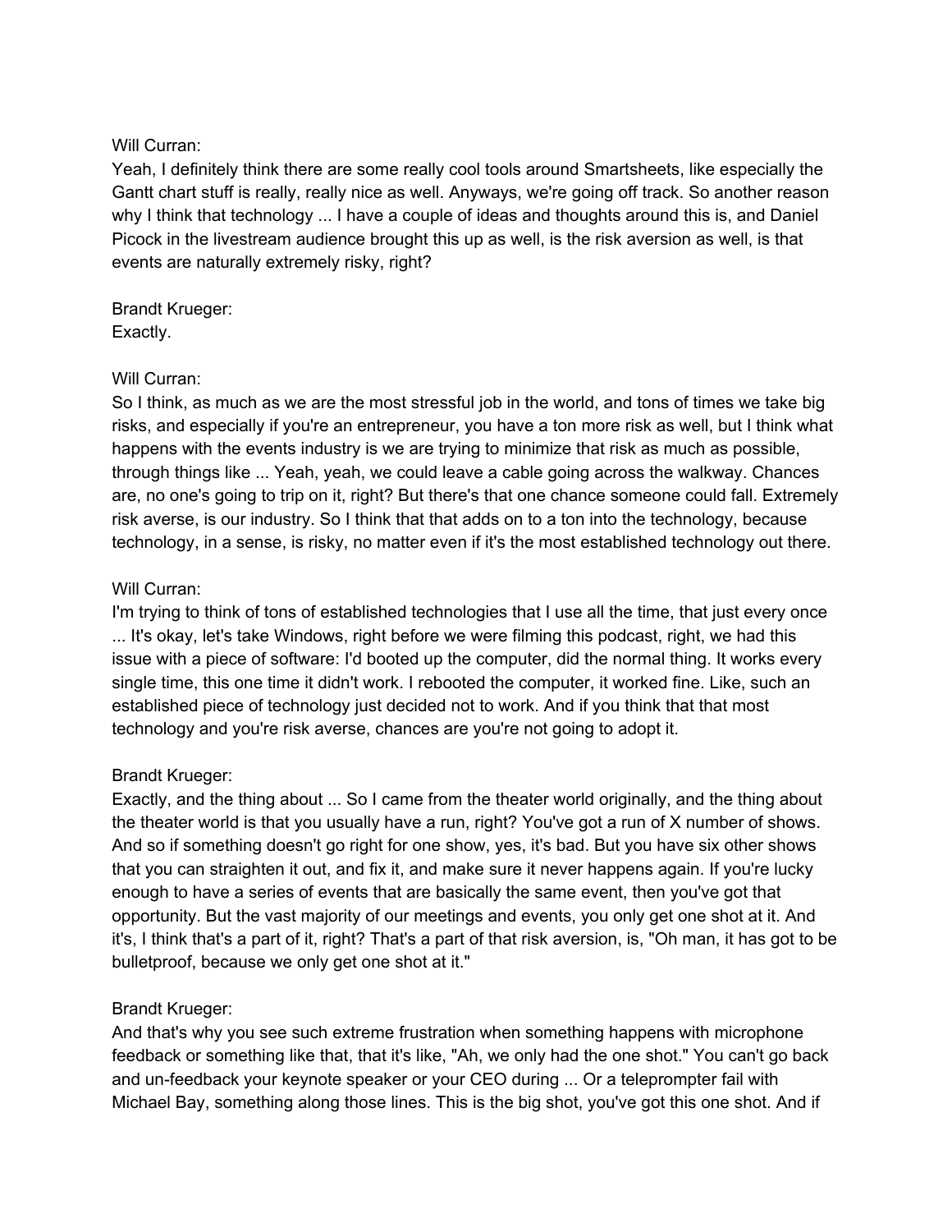Will Curran:
Yeah, I definitely think there are some really cool tools around Smartsheets, like especially the Gantt chart stuff is really, really nice as well. Anyways, we're going off track. So another reason why I think that technology ... I have a couple of ideas and thoughts around this is, and Daniel Picock in the livestream audience brought this up as well, is the risk aversion as well, is that events are naturally extremely risky, right?

Brandt Krueger:
Exactly.

Will Curran:
So I think, as much as we are the most stressful job in the world, and tons of times we take big risks, and especially if you're an entrepreneur, you have a ton more risk as well, but I think what happens with the events industry is we are trying to minimize that risk as much as possible, through things like ... Yeah, yeah, we could leave a cable going across the walkway. Chances are, no one's going to trip on it, right? But there's that one chance someone could fall. Extremely risk averse, is our industry. So I think that that adds on to a ton into the technology, because technology, in a sense, is risky, no matter even if it's the most established technology out there.

Will Curran:
I'm trying to think of tons of established technologies that I use all the time, that just every once ... It's okay, let's take Windows, right before we were filming this podcast, right, we had this issue with a piece of software: I'd booted up the computer, did the normal thing. It works every single time, this one time it didn't work. I rebooted the computer, it worked fine. Like, such an established piece of technology just decided not to work. And if you think that that most technology and you're risk averse, chances are you're not going to adopt it.

Brandt Krueger:
Exactly, and the thing about ... So I came from the theater world originally, and the thing about the theater world is that you usually have a run, right? You've got a run of X number of shows. And so if something doesn't go right for one show, yes, it's bad. But you have six other shows that you can straighten it out, and fix it, and make sure it never happens again. If you're lucky enough to have a series of events that are basically the same event, then you've got that opportunity. But the vast majority of our meetings and events, you only get one shot at it. And it's, I think that's a part of it, right? That's a part of that risk aversion, is, "Oh man, it has got to be bulletproof, because we only get one shot at it."

Brandt Krueger:
And that's why you see such extreme frustration when something happens with microphone feedback or something like that, that it's like, "Ah, we only had the one shot." You can't go back and un-feedback your keynote speaker or your CEO during ... Or a teleprompter fail with Michael Bay, something along those lines. This is the big shot, you've got this one shot. And if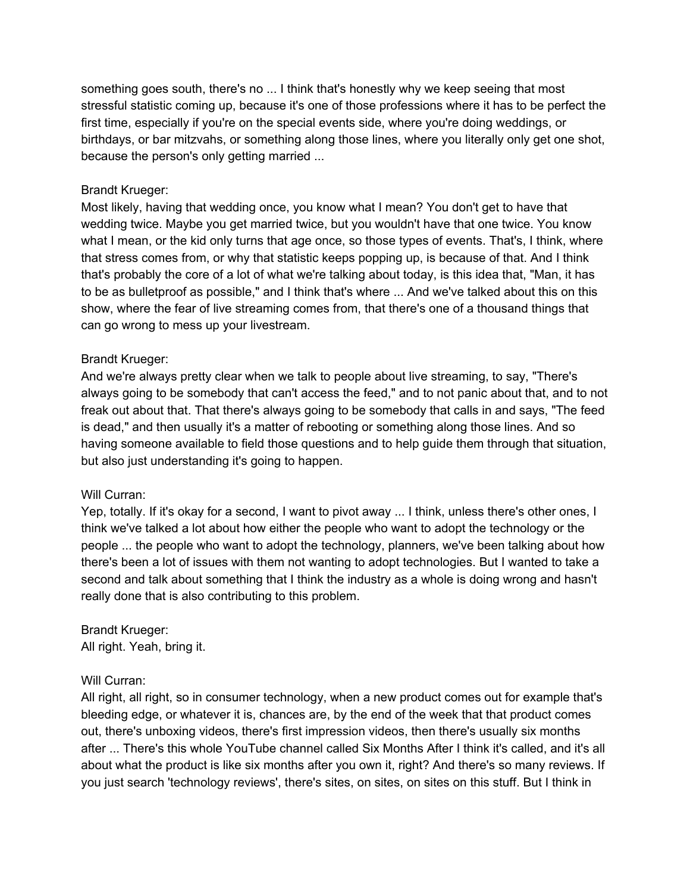something goes south, there's no ... I think that's honestly why we keep seeing that most stressful statistic coming up, because it's one of those professions where it has to be perfect the first time, especially if you're on the special events side, where you're doing weddings, or birthdays, or bar mitzvahs, or something along those lines, where you literally only get one shot, because the person's only getting married ...

Brandt Krueger:
Most likely, having that wedding once, you know what I mean? You don't get to have that wedding twice. Maybe you get married twice, but you wouldn't have that one twice. You know what I mean, or the kid only turns that age once, so those types of events. That's, I think, where that stress comes from, or why that statistic keeps popping up, is because of that. And I think that's probably the core of a lot of what we're talking about today, is this idea that, "Man, it has to be as bulletproof as possible," and I think that's where ... And we've talked about this on this show, where the fear of live streaming comes from, that there's one of a thousand things that can go wrong to mess up your livestream.

Brandt Krueger:
And we're always pretty clear when we talk to people about live streaming, to say, "There's always going to be somebody that can't access the feed," and to not panic about that, and to not freak out about that. That there's always going to be somebody that calls in and says, "The feed is dead," and then usually it's a matter of rebooting or something along those lines. And so having someone available to field those questions and to help guide them through that situation, but also just understanding it's going to happen.

Will Curran:
Yep, totally. If it's okay for a second, I want to pivot away ... I think, unless there's other ones, I think we've talked a lot about how either the people who want to adopt the technology or the people ... the people who want to adopt the technology, planners, we've been talking about how there's been a lot of issues with them not wanting to adopt technologies. But I wanted to take a second and talk about something that I think the industry as a whole is doing wrong and hasn't really done that is also contributing to this problem.

Brandt Krueger:
All right. Yeah, bring it.

Will Curran:
All right, all right, so in consumer technology, when a new product comes out for example that's bleeding edge, or whatever it is, chances are, by the end of the week that that product comes out, there's unboxing videos, there's first impression videos, then there's usually six months after ... There's this whole YouTube channel called Six Months After I think it's called, and it's all about what the product is like six months after you own it, right? And there's so many reviews. If you just search 'technology reviews', there's sites, on sites, on sites on this stuff. But I think in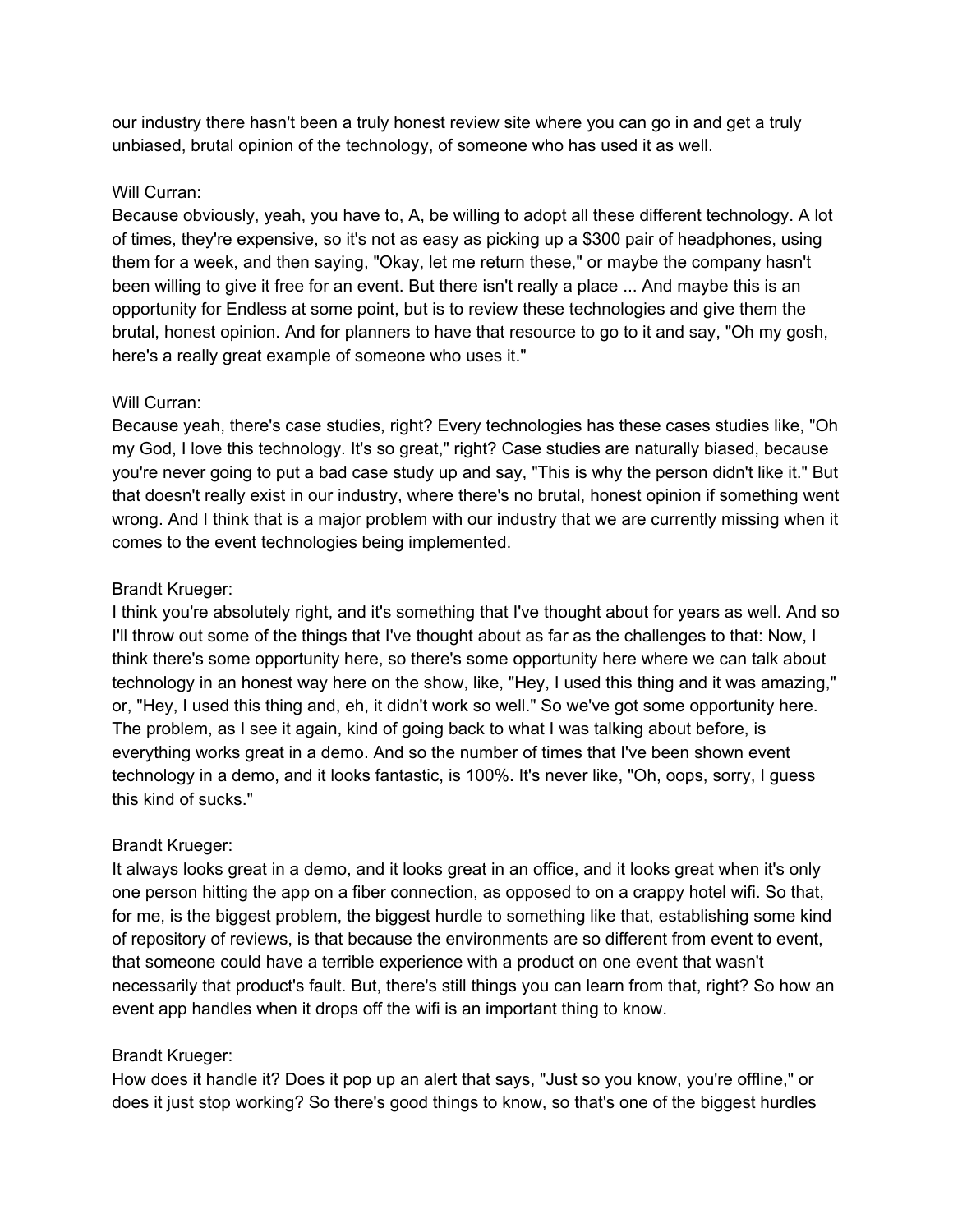our industry there hasn't been a truly honest review site where you can go in and get a truly unbiased, brutal opinion of the technology, of someone who has used it as well.

Will Curran:
Because obviously, yeah, you have to, A, be willing to adopt all these different technology. A lot of times, they're expensive, so it's not as easy as picking up a $300 pair of headphones, using them for a week, and then saying, "Okay, let me return these," or maybe the company hasn't been willing to give it free for an event. But there isn't really a place ... And maybe this is an opportunity for Endless at some point, but is to review these technologies and give them the brutal, honest opinion. And for planners to have that resource to go to it and say, "Oh my gosh, here's a really great example of someone who uses it."

Will Curran:
Because yeah, there's case studies, right? Every technologies has these cases studies like, "Oh my God, I love this technology. It's so great," right? Case studies are naturally biased, because you're never going to put a bad case study up and say, "This is why the person didn't like it." But that doesn't really exist in our industry, where there's no brutal, honest opinion if something went wrong. And I think that is a major problem with our industry that we are currently missing when it comes to the event technologies being implemented.

Brandt Krueger:
I think you're absolutely right, and it's something that I've thought about for years as well. And so I'll throw out some of the things that I've thought about as far as the challenges to that: Now, I think there's some opportunity here, so there's some opportunity here where we can talk about technology in an honest way here on the show, like, "Hey, I used this thing and it was amazing," or, "Hey, I used this thing and, eh, it didn't work so well." So we've got some opportunity here. The problem, as I see it again, kind of going back to what I was talking about before, is everything works great in a demo. And so the number of times that I've been shown event technology in a demo, and it looks fantastic, is 100%. It's never like, "Oh, oops, sorry, I guess this kind of sucks."

Brandt Krueger:
It always looks great in a demo, and it looks great in an office, and it looks great when it's only one person hitting the app on a fiber connection, as opposed to on a crappy hotel wifi. So that, for me, is the biggest problem, the biggest hurdle to something like that, establishing some kind of repository of reviews, is that because the environments are so different from event to event, that someone could have a terrible experience with a product on one event that wasn't necessarily that product's fault. But, there's still things you can learn from that, right? So how an event app handles when it drops off the wifi is an important thing to know.

Brandt Krueger:
How does it handle it? Does it pop up an alert that says, "Just so you know, you're offline," or does it just stop working? So there's good things to know, so that's one of the biggest hurdles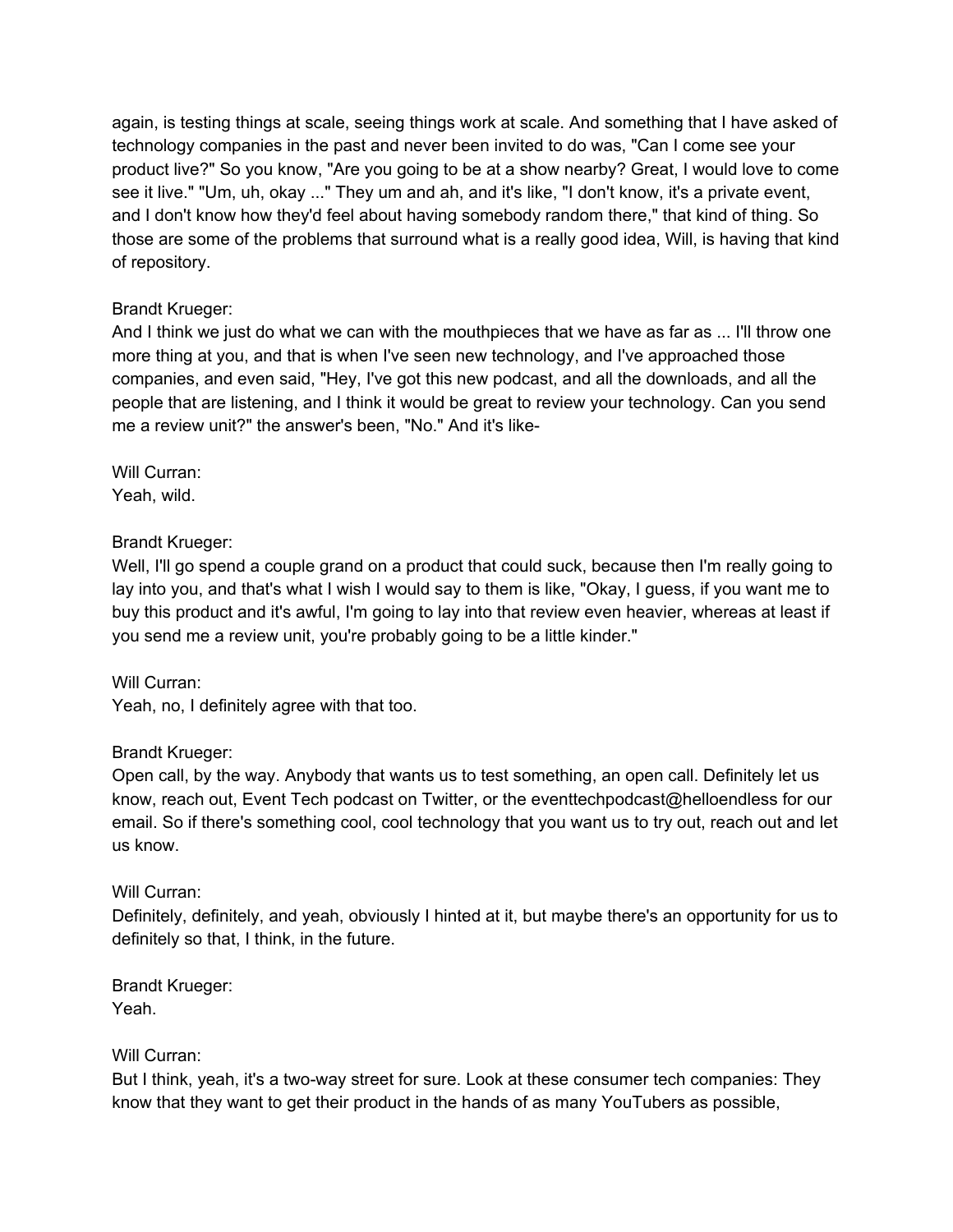again, is testing things at scale, seeing things work at scale. And something that I have asked of technology companies in the past and never been invited to do was, "Can I come see your product live?" So you know, "Are you going to be at a show nearby? Great, I would love to come see it live." "Um, uh, okay ..." They um and ah, and it's like, "I don't know, it's a private event, and I don't know how they'd feel about having somebody random there," that kind of thing. So those are some of the problems that surround what is a really good idea, Will, is having that kind of repository.

Brandt Krueger:
And I think we just do what we can with the mouthpieces that we have as far as ... I'll throw one more thing at you, and that is when I've seen new technology, and I've approached those companies, and even said, "Hey, I've got this new podcast, and all the downloads, and all the people that are listening, and I think it would be great to review your technology. Can you send me a review unit?" the answer's been, "No." And it's like-

Will Curran:
Yeah, wild.

Brandt Krueger:
Well, I'll go spend a couple grand on a product that could suck, because then I'm really going to lay into you, and that's what I wish I would say to them is like, "Okay, I guess, if you want me to buy this product and it's awful, I'm going to lay into that review even heavier, whereas at least if you send me a review unit, you're probably going to be a little kinder."

Will Curran:
Yeah, no, I definitely agree with that too.

Brandt Krueger:
Open call, by the way. Anybody that wants us to test something, an open call. Definitely let us know, reach out, Event Tech podcast on Twitter, or the eventtechpodcast@helloendless for our email. So if there's something cool, cool technology that you want us to try out, reach out and let us know.

Will Curran:
Definitely, definitely, and yeah, obviously I hinted at it, but maybe there's an opportunity for us to definitely so that, I think, in the future.

Brandt Krueger:
Yeah.

Will Curran:
But I think, yeah, it's a two-way street for sure. Look at these consumer tech companies: They know that they want to get their product in the hands of as many YouTubers as possible,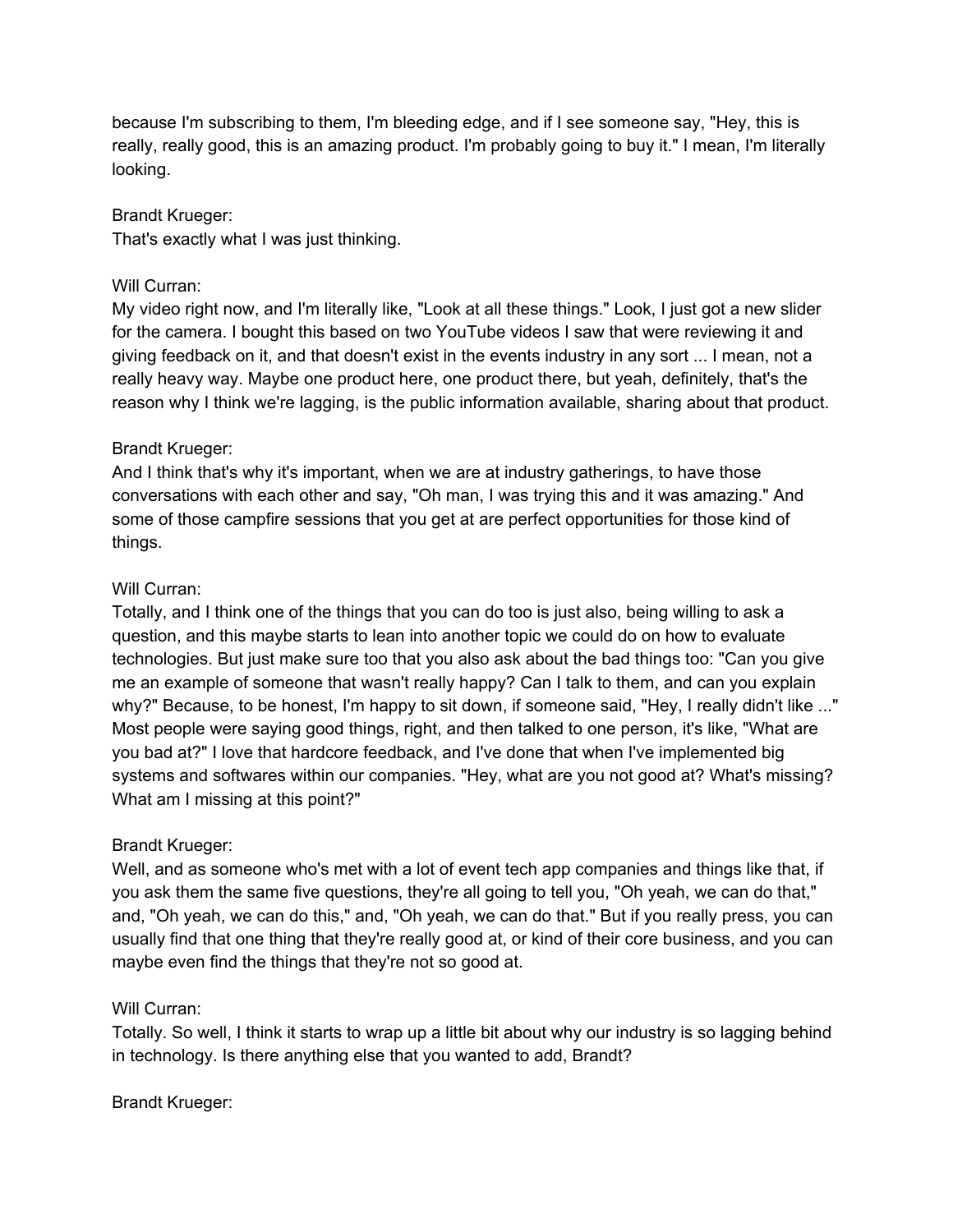because I'm subscribing to them, I'm bleeding edge, and if I see someone say, "Hey, this is really, really good, this is an amazing product. I'm probably going to buy it." I mean, I'm literally looking.

Brandt Krueger:
That's exactly what I was just thinking.

Will Curran:
My video right now, and I'm literally like, "Look at all these things." Look, I just got a new slider for the camera. I bought this based on two YouTube videos I saw that were reviewing it and giving feedback on it, and that doesn't exist in the events industry in any sort ... I mean, not a really heavy way. Maybe one product here, one product there, but yeah, definitely, that's the reason why I think we're lagging, is the public information available, sharing about that product.

Brandt Krueger:
And I think that's why it's important, when we are at industry gatherings, to have those conversations with each other and say, "Oh man, I was trying this and it was amazing." And some of those campfire sessions that you get at are perfect opportunities for those kind of things.

Will Curran:
Totally, and I think one of the things that you can do too is just also, being willing to ask a question, and this maybe starts to lean into another topic we could do on how to evaluate technologies. But just make sure too that you also ask about the bad things too: "Can you give me an example of someone that wasn't really happy? Can I talk to them, and can you explain why?" Because, to be honest, I'm happy to sit down, if someone said, "Hey, I really didn't like ..." Most people were saying good things, right, and then talked to one person, it's like, "What are you bad at?" I love that hardcore feedback, and I've done that when I've implemented big systems and softwares within our companies. "Hey, what are you not good at? What's missing? What am I missing at this point?"

Brandt Krueger:
Well, and as someone who's met with a lot of event tech app companies and things like that, if you ask them the same five questions, they're all going to tell you, "Oh yeah, we can do that," and, "Oh yeah, we can do this," and, "Oh yeah, we can do that." But if you really press, you can usually find that one thing that they're really good at, or kind of their core business, and you can maybe even find the things that they're not so good at.

Will Curran:
Totally. So well, I think it starts to wrap up a little bit about why our industry is so lagging behind in technology. Is there anything else that you wanted to add, Brandt?

Brandt Krueger: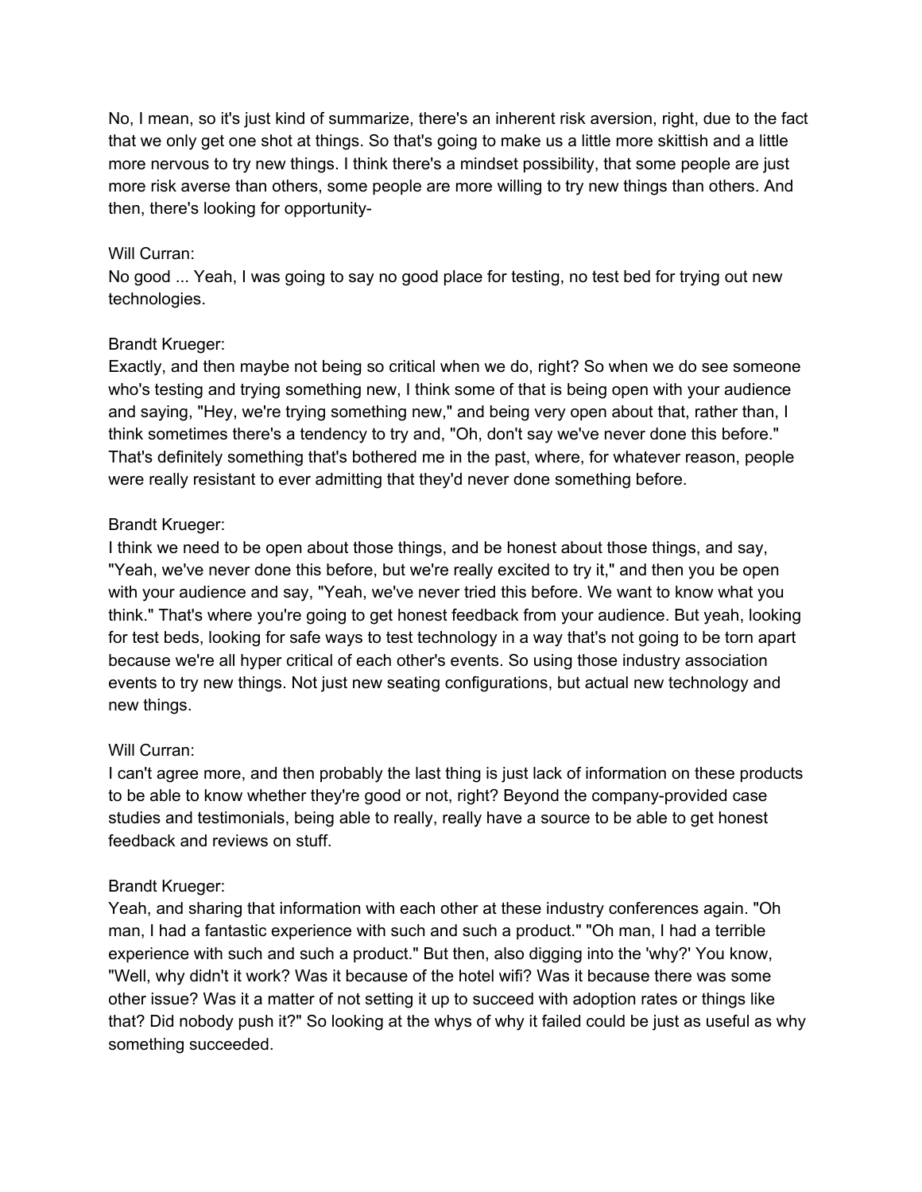No, I mean, so it's just kind of summarize, there's an inherent risk aversion, right, due to the fact that we only get one shot at things. So that's going to make us a little more skittish and a little more nervous to try new things. I think there's a mindset possibility, that some people are just more risk averse than others, some people are more willing to try new things than others. And then, there's looking for opportunity-

Will Curran:
No good ... Yeah, I was going to say no good place for testing, no test bed for trying out new technologies.

Brandt Krueger:
Exactly, and then maybe not being so critical when we do, right? So when we do see someone who's testing and trying something new, I think some of that is being open with your audience and saying, "Hey, we're trying something new," and being very open about that, rather than, I think sometimes there's a tendency to try and, "Oh, don't say we've never done this before." That's definitely something that's bothered me in the past, where, for whatever reason, people were really resistant to ever admitting that they'd never done something before.

Brandt Krueger:
I think we need to be open about those things, and be honest about those things, and say, "Yeah, we've never done this before, but we're really excited to try it," and then you be open with your audience and say, "Yeah, we've never tried this before. We want to know what you think." That's where you're going to get honest feedback from your audience. But yeah, looking for test beds, looking for safe ways to test technology in a way that's not going to be torn apart because we're all hyper critical of each other's events. So using those industry association events to try new things. Not just new seating configurations, but actual new technology and new things.

Will Curran:
I can't agree more, and then probably the last thing is just lack of information on these products to be able to know whether they're good or not, right? Beyond the company-provided case studies and testimonials, being able to really, really have a source to be able to get honest feedback and reviews on stuff.

Brandt Krueger:
Yeah, and sharing that information with each other at these industry conferences again. "Oh man, I had a fantastic experience with such and such a product." "Oh man, I had a terrible experience with such and such a product." But then, also digging into the 'why?' You know, "Well, why didn't it work? Was it because of the hotel wifi? Was it because there was some other issue? Was it a matter of not setting it up to succeed with adoption rates or things like that? Did nobody push it?" So looking at the whys of why it failed could be just as useful as why something succeeded.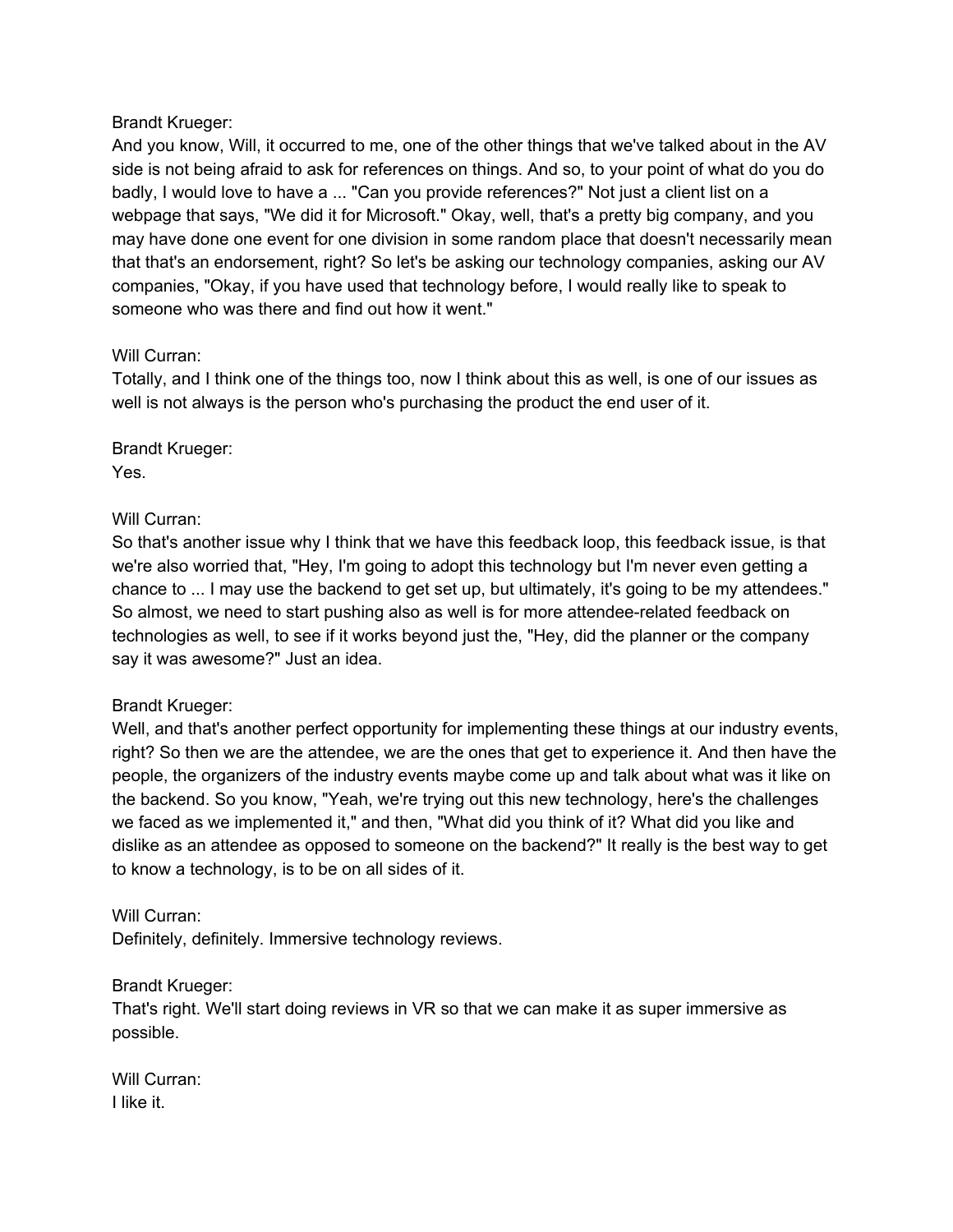Brandt Krueger:
And you know, Will, it occurred to me, one of the other things that we've talked about in the AV side is not being afraid to ask for references on things. And so, to your point of what do you do badly, I would love to have a ... "Can you provide references?" Not just a client list on a webpage that says, "We did it for Microsoft." Okay, well, that's a pretty big company, and you may have done one event for one division in some random place that doesn't necessarily mean that that's an endorsement, right? So let's be asking our technology companies, asking our AV companies, "Okay, if you have used that technology before, I would really like to speak to someone who was there and find out how it went."

Will Curran:
Totally, and I think one of the things too, now I think about this as well, is one of our issues as well is not always is the person who's purchasing the product the end user of it.

Brandt Krueger:
Yes.

Will Curran:
So that's another issue why I think that we have this feedback loop, this feedback issue, is that we're also worried that, "Hey, I'm going to adopt this technology but I'm never even getting a chance to ... I may use the backend to get set up, but ultimately, it's going to be my attendees." So almost, we need to start pushing also as well is for more attendee-related feedback on technologies as well, to see if it works beyond just the, "Hey, did the planner or the company say it was awesome?" Just an idea.

Brandt Krueger:
Well, and that's another perfect opportunity for implementing these things at our industry events, right? So then we are the attendee, we are the ones that get to experience it. And then have the people, the organizers of the industry events maybe come up and talk about what was it like on the backend. So you know, "Yeah, we're trying out this new technology, here's the challenges we faced as we implemented it," and then, "What did you think of it? What did you like and dislike as an attendee as opposed to someone on the backend?" It really is the best way to get to know a technology, is to be on all sides of it.

Will Curran:
Definitely, definitely. Immersive technology reviews.

Brandt Krueger:
That's right. We'll start doing reviews in VR so that we can make it as super immersive as possible.

Will Curran:
I like it.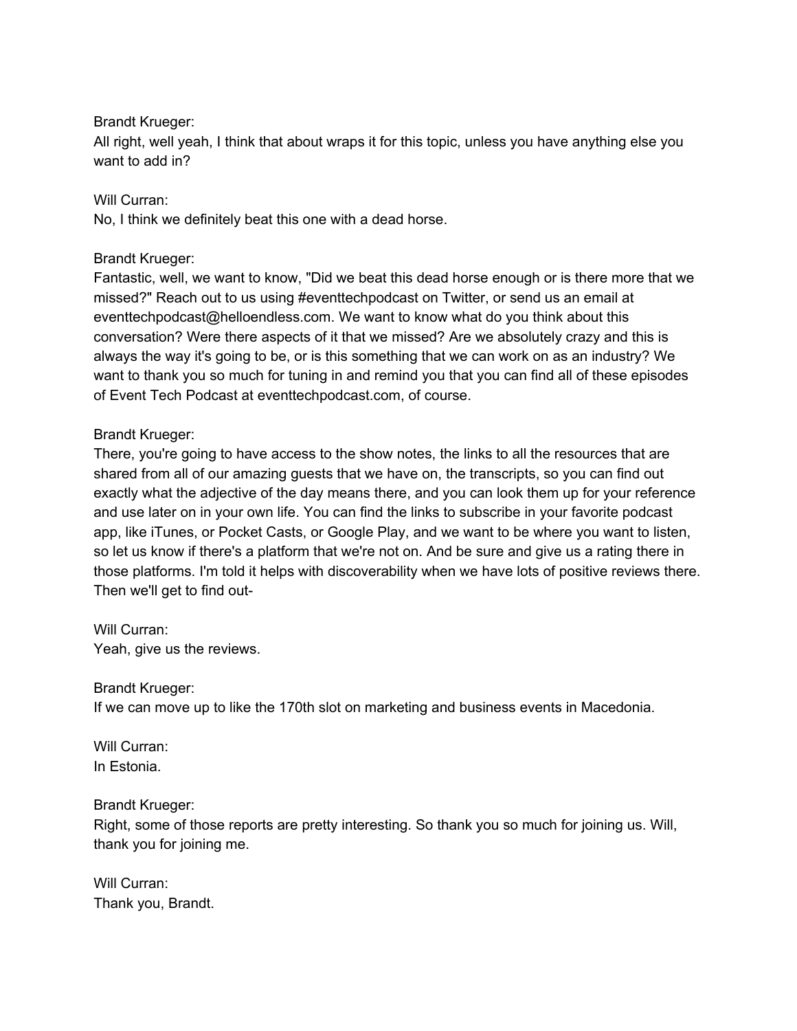Brandt Krueger:
All right, well yeah, I think that about wraps it for this topic, unless you have anything else you want to add in?

Will Curran:
No, I think we definitely beat this one with a dead horse.

Brandt Krueger:
Fantastic, well, we want to know, "Did we beat this dead horse enough or is there more that we missed?" Reach out to us using #eventtechpodcast on Twitter, or send us an email at eventtechpodcast@helloendless.com. We want to know what do you think about this conversation? Were there aspects of it that we missed? Are we absolutely crazy and this is always the way it's going to be, or is this something that we can work on as an industry? We want to thank you so much for tuning in and remind you that you can find all of these episodes of Event Tech Podcast at eventtechpodcast.com, of course.

Brandt Krueger:
There, you're going to have access to the show notes, the links to all the resources that are shared from all of our amazing guests that we have on, the transcripts, so you can find out exactly what the adjective of the day means there, and you can look them up for your reference and use later on in your own life. You can find the links to subscribe in your favorite podcast app, like iTunes, or Pocket Casts, or Google Play, and we want to be where you want to listen, so let us know if there's a platform that we're not on. And be sure and give us a rating there in those platforms. I'm told it helps with discoverability when we have lots of positive reviews there. Then we'll get to find out-

Will Curran:
Yeah, give us the reviews.

Brandt Krueger:
If we can move up to like the 170th slot on marketing and business events in Macedonia.

Will Curran:
In Estonia.

Brandt Krueger:
Right, some of those reports are pretty interesting. So thank you so much for joining us. Will, thank you for joining me.

Will Curran:
Thank you, Brandt.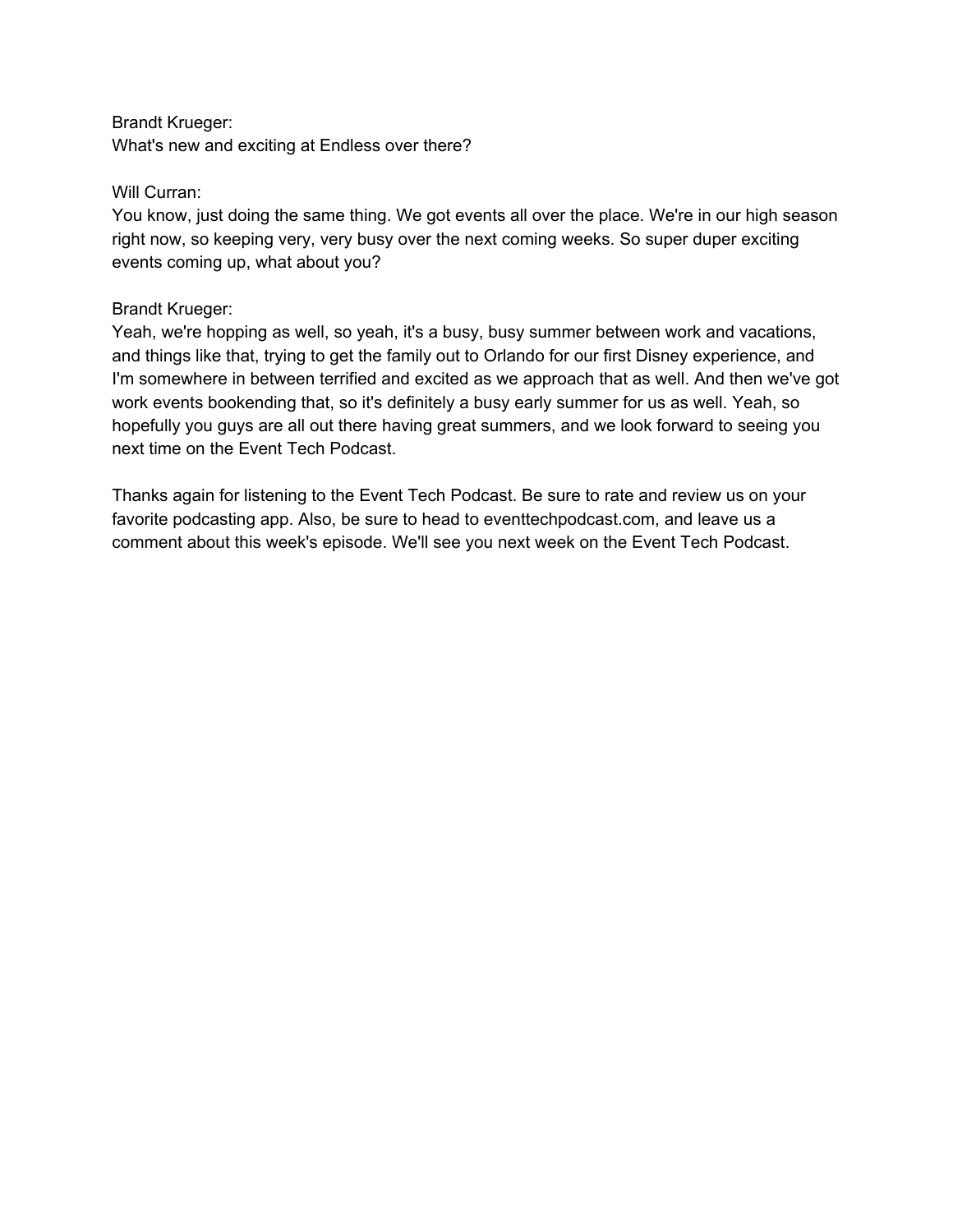Brandt Krueger:
What's new and exciting at Endless over there?

Will Curran:
You know, just doing the same thing. We got events all over the place. We're in our high season right now, so keeping very, very busy over the next coming weeks. So super duper exciting events coming up, what about you?

Brandt Krueger:
Yeah, we're hopping as well, so yeah, it's a busy, busy summer between work and vacations, and things like that, trying to get the family out to Orlando for our first Disney experience, and I'm somewhere in between terrified and excited as we approach that as well. And then we've got work events bookending that, so it's definitely a busy early summer for us as well. Yeah, so hopefully you guys are all out there having great summers, and we look forward to seeing you next time on the Event Tech Podcast.

Thanks again for listening to the Event Tech Podcast. Be sure to rate and review us on your favorite podcasting app. Also, be sure to head to eventtechpodcast.com, and leave us a comment about this week's episode. We'll see you next week on the Event Tech Podcast.